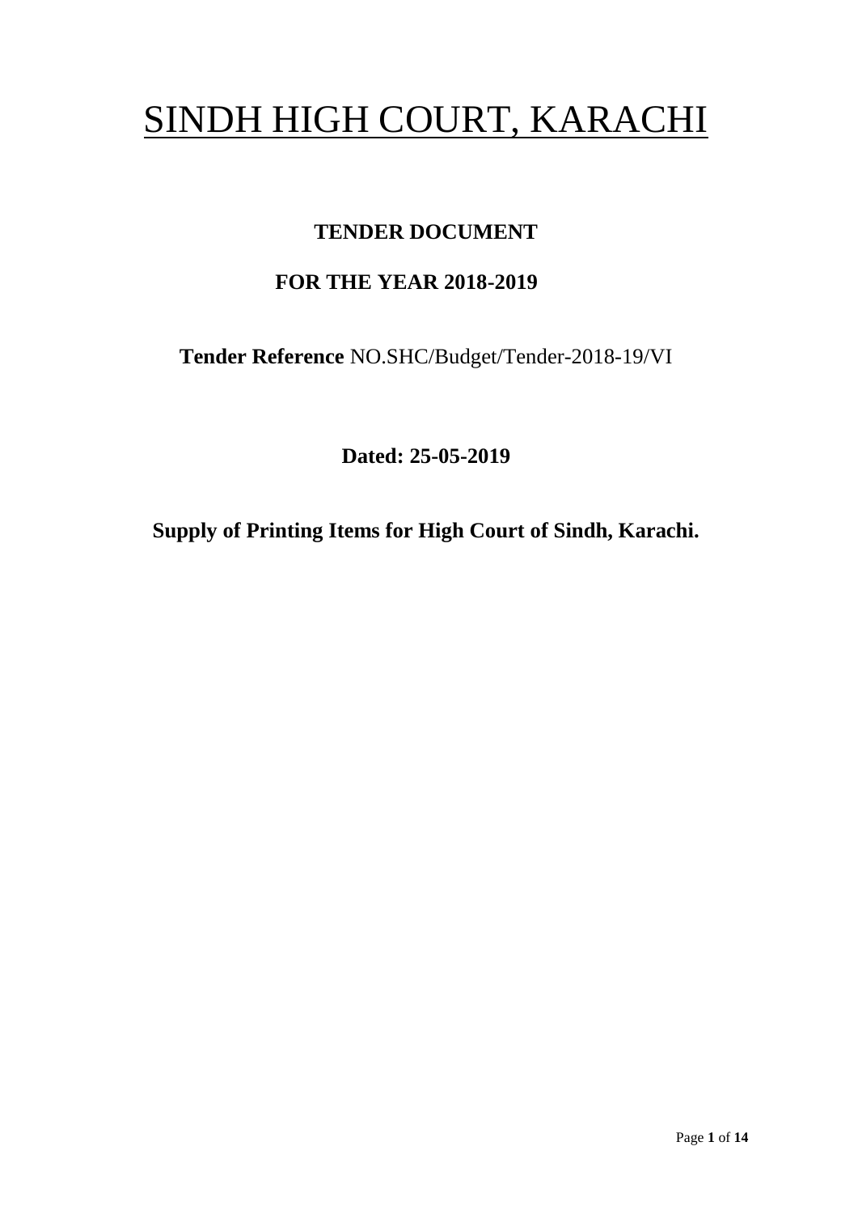# SINDH HIGH COURT, KARACHI

**TENDER DOCUMENT**

**FOR THE YEAR 2018-2019**

**Tender Reference** NO.SHC/Budget/Tender-2018-19/VI

**Dated: 25-05-2019**

**Supply of Printing Items for High Court of Sindh, Karachi.**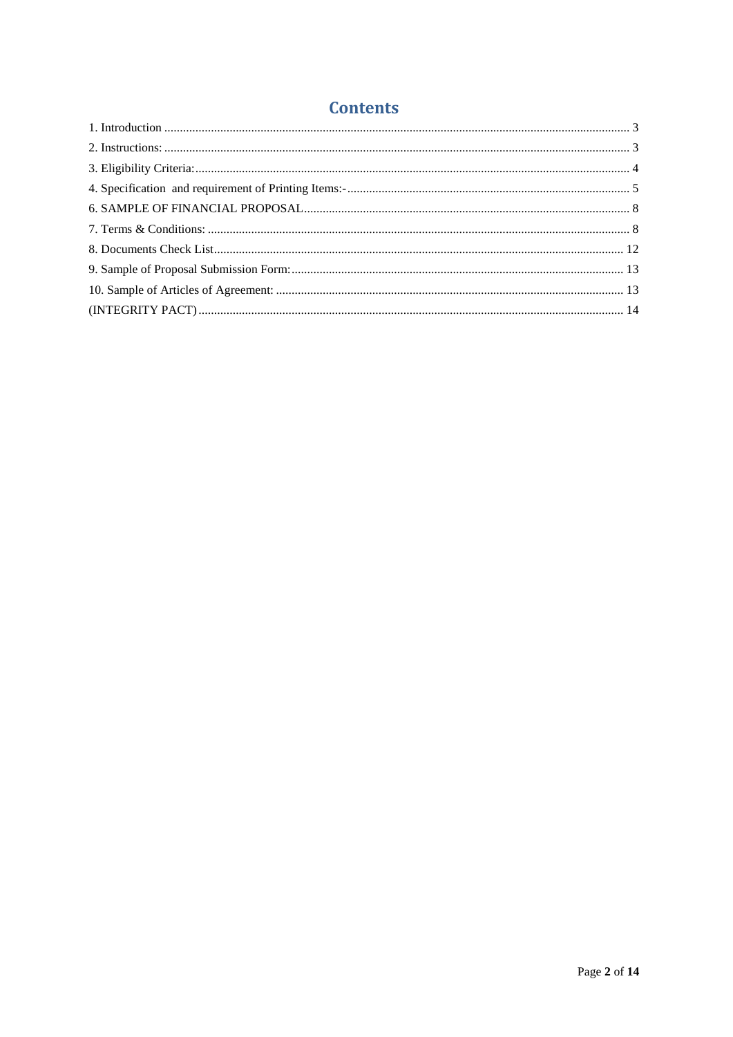# Contents

1. Introduction ..................................................................................................................................... 3
2. Instructions: ..................................................................................................................................... 3
3. Eligibility Criteria: ........................................................................................................................... 4
4. Specification  and requirement of Printing Items:- ........................................................................... 5
6. SAMPLE OF FINANCIAL PROPOSAL ......................................................................................... 8
7. Terms & Conditions: ....................................................................................................................... 8
8. Documents Check List .................................................................................................................... 12
9. Sample of Proposal Submission Form: ........................................................................................... 13
10. Sample of Articles of Agreement: ............................................................................................... 13
(INTEGRITY PACT) ........................................................................................................................ 14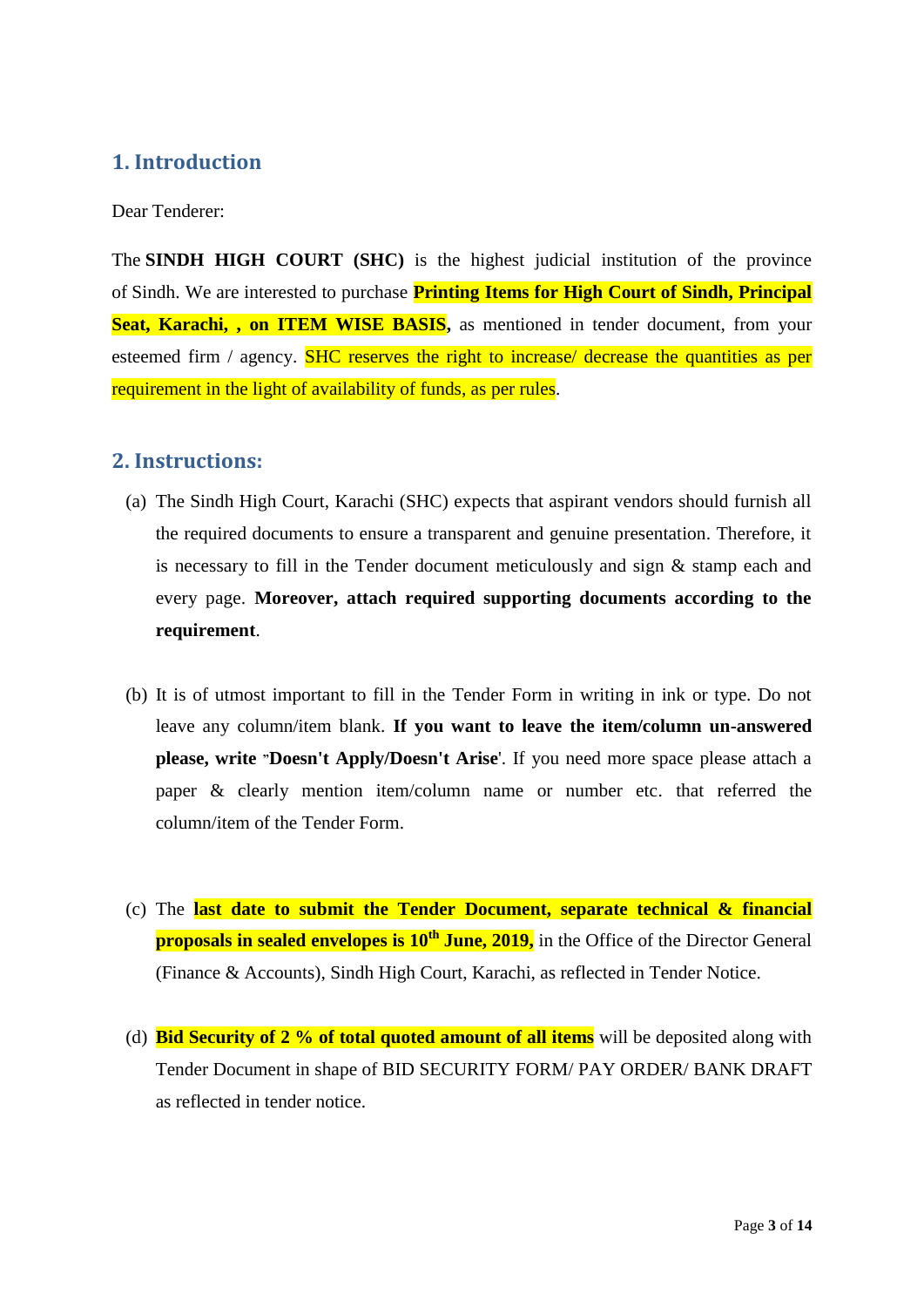## 1. Introduction

Dear Tenderer:

The **SINDH HIGH COURT (SHC)** is the highest judicial institution of the province of Sindh. We are interested to purchase **Printing Items for High Court of Sindh, Principal Seat, Karachi, , on ITEM WISE BASIS**, as mentioned in tender document, from your esteemed firm / agency. SHC reserves the right to increase/ decrease the quantities as per requirement in the light of availability of funds, as per rules.

## 2. Instructions:

(a) The Sindh High Court, Karachi (SHC) expects that aspirant vendors should furnish all the required documents to ensure a transparent and genuine presentation. Therefore, it is necessary to fill in the Tender document meticulously and sign & stamp each and every page. **Moreover, attach required supporting documents according to the requirement**.

(b) It is of utmost important to fill in the Tender Form in writing in ink or type. Do not leave any column/item blank. **If you want to leave the item/column un-answered please, write "Doesn't Apply/Doesn't Arise**'. If you need more space please attach a paper & clearly mention item/column name or number etc. that referred the column/item of the Tender Form.

(c) The **last date to submit the Tender Document, separate technical & financial proposals in sealed envelopes is 10th June, 2019,** in the Office of the Director General (Finance & Accounts), Sindh High Court, Karachi, as reflected in Tender Notice.

(d) **Bid Security of 2 % of total quoted amount of all items** will be deposited along with Tender Document in shape of BID SECURITY FORM/ PAY ORDER/ BANK DRAFT as reflected in tender notice.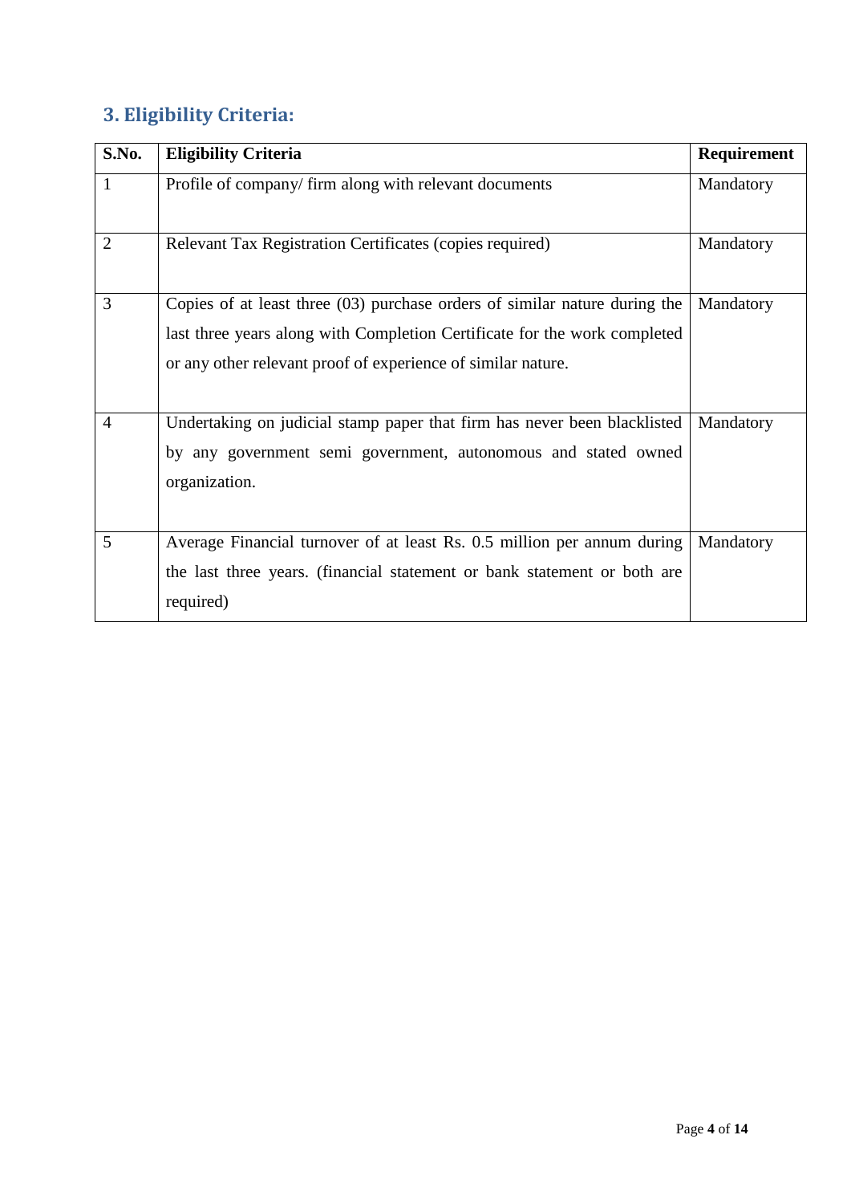## 3. Eligibility Criteria:

| S.No. | Eligibility Criteria | Requirement |
|---|---|---|
| 1 | Profile of company/ firm along with relevant documents | Mandatory |
| 2 | Relevant Tax Registration Certificates (copies required) | Mandatory |
| 3 | Copies of at least three (03) purchase orders of similar nature during the last three years along with Completion Certificate for the work completed or any other relevant proof of experience of similar nature. | Mandatory |
| 4 | Undertaking on judicial stamp paper that firm has never been blacklisted by any government semi government, autonomous and stated owned organization. | Mandatory |
| 5 | Average Financial turnover of at least Rs. 0.5 million per annum during the last three years. (financial statement or bank statement or both are required) | Mandatory |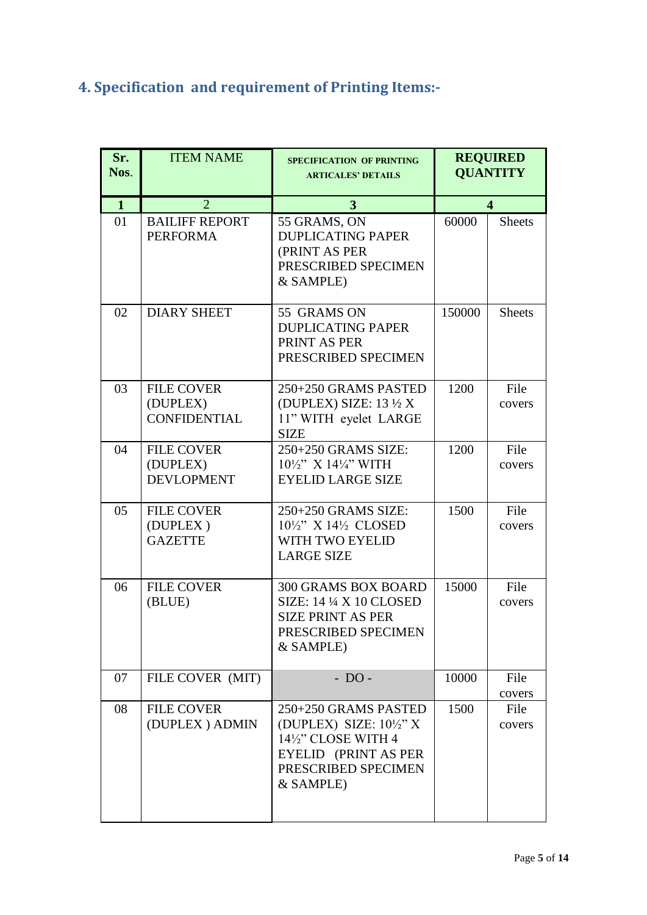## 4. Specification and requirement of Printing Items:-

| Sr. Nos. | ITEM NAME | SPECIFICATION OF PRINTING ARTICALES' DETAILS | REQUIRED QUANTITY | |
|---|---|---|---|---|
| 1 | 2 | 3 | 4 | |
| 01 | BAILIFF REPORT PERFORMA | 55 GRAMS, ON DUPLICATING PAPER (PRINT AS PER PRESCRIBED SPECIMEN & SAMPLE) | 60000 | Sheets |
| 02 | DIARY SHEET | 55 GRAMS ON DUPLICATING PAPER PRINT AS PER PRESCRIBED SPECIMEN | 150000 | Sheets |
| 03 | FILE COVER (DUPLEX) CONFIDENTIAL | 250+250 GRAMS PASTED (DUPLEX) SIZE: 13 ½ X 11" WITH eyelet LARGE SIZE | 1200 | File covers |
| 04 | FILE COVER (DUPLEX) DEVLOPMENT | 250+250 GRAMS SIZE: 10½" X 14¼" WITH EYELID LARGE SIZE | 1200 | File covers |
| 05 | FILE COVER (DUPLEX ) GAZETTE | 250+250 GRAMS SIZE: 10½" X 14½ CLOSED WITH TWO EYELID LARGE SIZE | 1500 | File covers |
| 06 | FILE COVER (BLUE) | 300 GRAMS BOX BOARD SIZE: 14 ¼ X 10 CLOSED SIZE PRINT AS PER PRESCRIBED SPECIMEN & SAMPLE) | 15000 | File covers |
| 07 | FILE COVER (MIT) | - DO - | 10000 | File covers |
| 08 | FILE COVER (DUPLEX ) ADMIN | 250+250 GRAMS PASTED (DUPLEX) SIZE: 10½" X 14½" CLOSE WITH 4 EYELID (PRINT AS PER PRESCRIBED SPECIMEN & SAMPLE) | 1500 | File covers |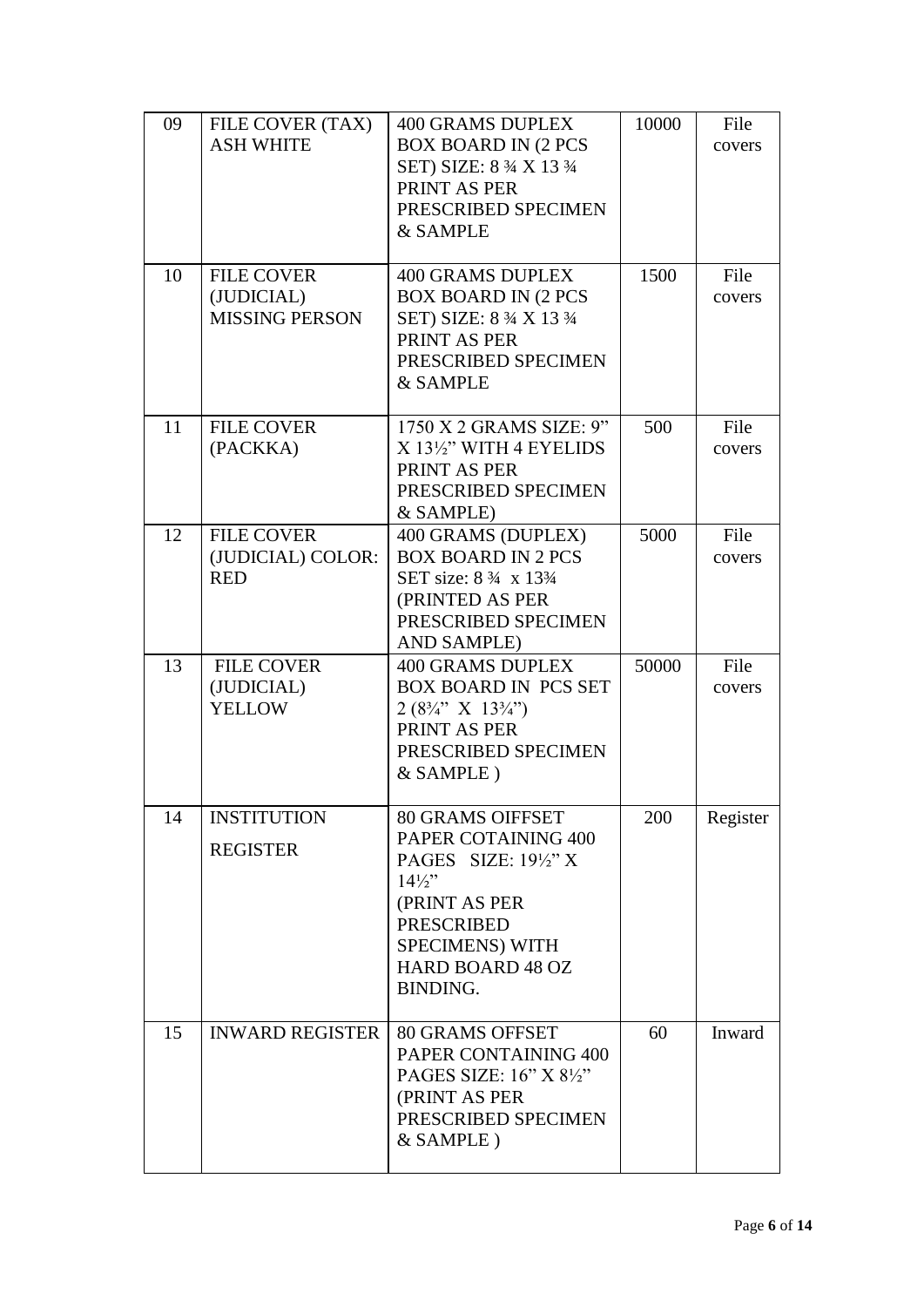| 09 | FILE COVER (TAX) ASH WHITE | 400 GRAMS DUPLEX BOX BOARD IN (2 PCS SET) SIZE: 8 ¾ X 13 ¾ PRINT AS PER PRESCRIBED SPECIMEN & SAMPLE | 10000 | File covers |
|---|---|---|---|---|
| 10 | FILE COVER (JUDICIAL) MISSING PERSON | 400 GRAMS DUPLEX BOX BOARD IN (2 PCS SET) SIZE: 8 ¾ X 13 ¾ PRINT AS PER PRESCRIBED SPECIMEN & SAMPLE | 1500 | File covers |
| 11 | FILE COVER (PACKKA) | 1750 X 2 GRAMS SIZE: 9" X 13½" WITH 4 EYELIDS PRINT AS PER PRESCRIBED SPECIMEN & SAMPLE) | 500 | File covers |
| 12 | FILE COVER (JUDICIAL) COLOR: RED | 400 GRAMS (DUPLEX) BOX BOARD IN 2 PCS SET size: 8 ¾ x 13¾ (PRINTED AS PER PRESCRIBED SPECIMEN AND SAMPLE) | 5000 | File covers |
| 13 | FILE COVER (JUDICIAL) YELLOW | 400 GRAMS DUPLEX BOX BOARD IN PCS SET 2 (8¾" X 13¾") PRINT AS PER PRESCRIBED SPECIMEN & SAMPLE ) | 50000 | File covers |
| 14 | INSTITUTION REGISTER | 80 GRAMS OIFFSET PAPER COTAINING 400 PAGES SIZE: 19½" X 14½" (PRINT AS PER PRESCRIBED SPECIMENS) WITH HARD BOARD 48 OZ BINDING. | 200 | Register |
| 15 | INWARD REGISTER | 80 GRAMS OFFSET PAPER CONTAINING 400 PAGES SIZE: 16" X 8½" (PRINT AS PER PRESCRIBED SPECIMEN & SAMPLE ) | 60 | Inward |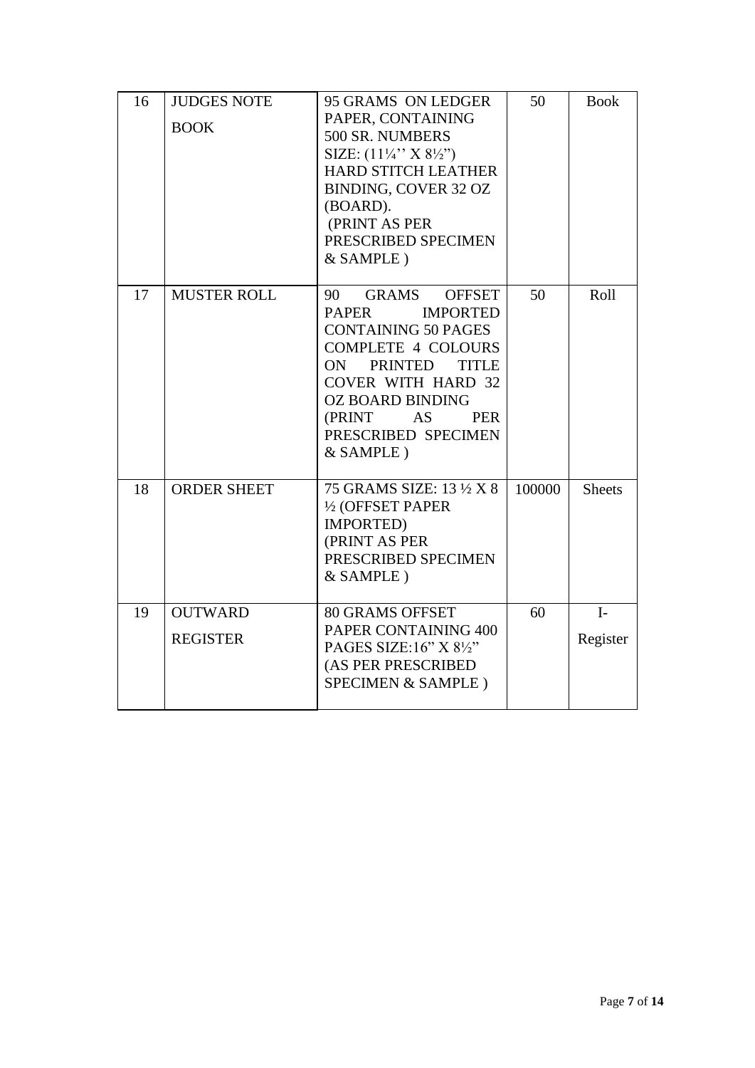| 16 | JUDGES NOTE BOOK | 95 GRAMS ON LEDGER PAPER, CONTAINING 500 SR. NUMBERS SIZE: (11¼'' X 8½") HARD STITCH LEATHER BINDING, COVER 32 OZ (BOARD). (PRINT AS PER PRESCRIBED SPECIMEN & SAMPLE ) | 50 | Book |
|---|---|---|---|---|
| 17 | MUSTER ROLL | 90 GRAMS OFFSET PAPER IMPORTED CONTAINING 50 PAGES COMPLETE 4 COLOURS ON PRINTED TITLE COVER WITH HARD 32 OZ BOARD BINDING (PRINT AS PER PRESCRIBED SPECIMEN & SAMPLE ) | 50 | Roll |
| 18 | ORDER SHEET | 75 GRAMS SIZE: 13 ½ X 8 ½ (OFFSET PAPER IMPORTED) (PRINT AS PER PRESCRIBED SPECIMEN & SAMPLE ) | 100000 | Sheets |
| 19 | OUTWARD REGISTER | 80 GRAMS OFFSET PAPER CONTAINING 400 PAGES SIZE:16" X 8½" (AS PER PRESCRIBED SPECIMEN & SAMPLE ) | 60 | I-Register |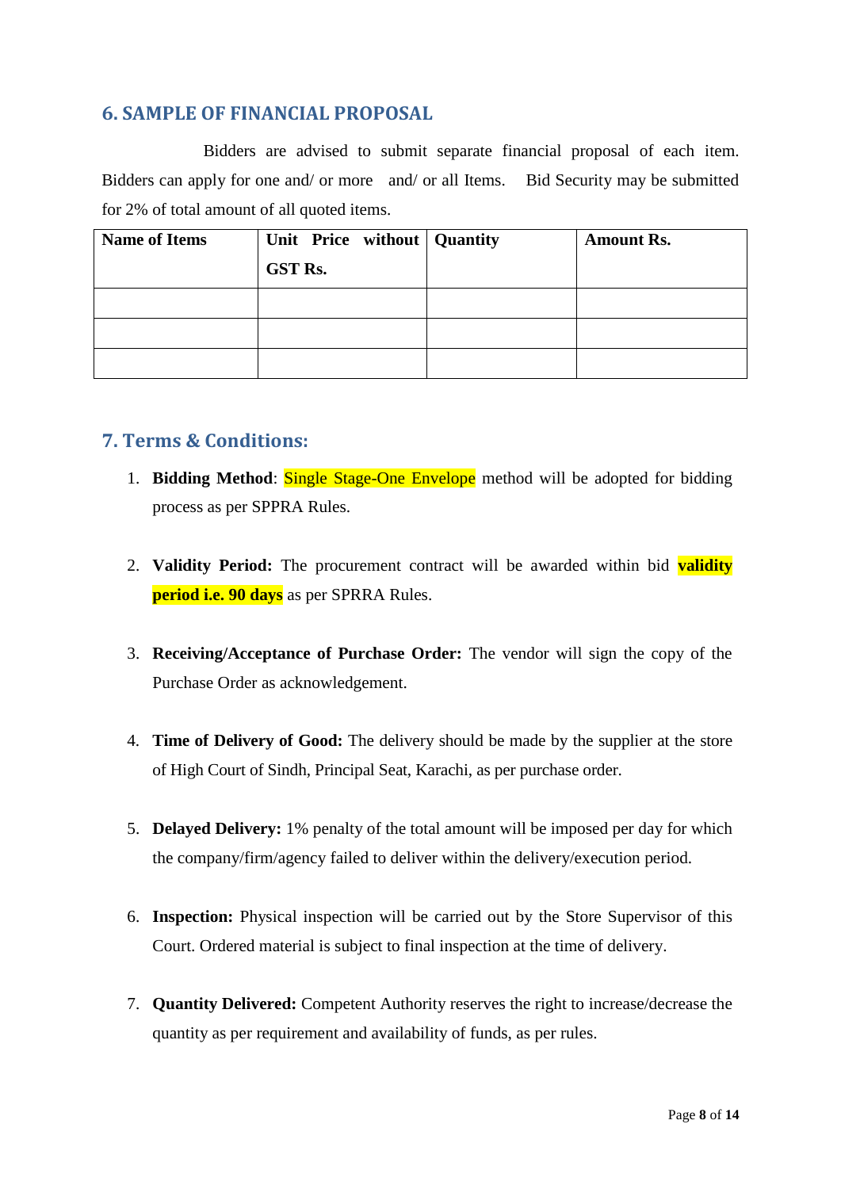## 6. SAMPLE OF FINANCIAL PROPOSAL

Bidders are advised to submit separate financial proposal of each item. Bidders can apply for one and/ or more and/ or all Items. Bid Security may be submitted for 2% of total amount of all quoted items.

| Name of Items | Unit Price without GST Rs. | Quantity | Amount Rs. |
|---|---|---|---|
| | | | |
| | | | |
| | | | |

## 7. Terms & Conditions:

1. **Bidding Method**: Single Stage-One Envelope method will be adopted for bidding process as per SPPRA Rules.

2. **Validity Period:** The procurement contract will be awarded within bid **validity period i.e. 90 days** as per SPRRA Rules.

3. **Receiving/Acceptance of Purchase Order:** The vendor will sign the copy of the Purchase Order as acknowledgement.

4. **Time of Delivery of Good:** The delivery should be made by the supplier at the store of High Court of Sindh, Principal Seat, Karachi, as per purchase order.

5. **Delayed Delivery:** 1% penalty of the total amount will be imposed per day for which the company/firm/agency failed to deliver within the delivery/execution period.

6. **Inspection:** Physical inspection will be carried out by the Store Supervisor of this Court. Ordered material is subject to final inspection at the time of delivery.

7. **Quantity Delivered:** Competent Authority reserves the right to increase/decrease the quantity as per requirement and availability of funds, as per rules.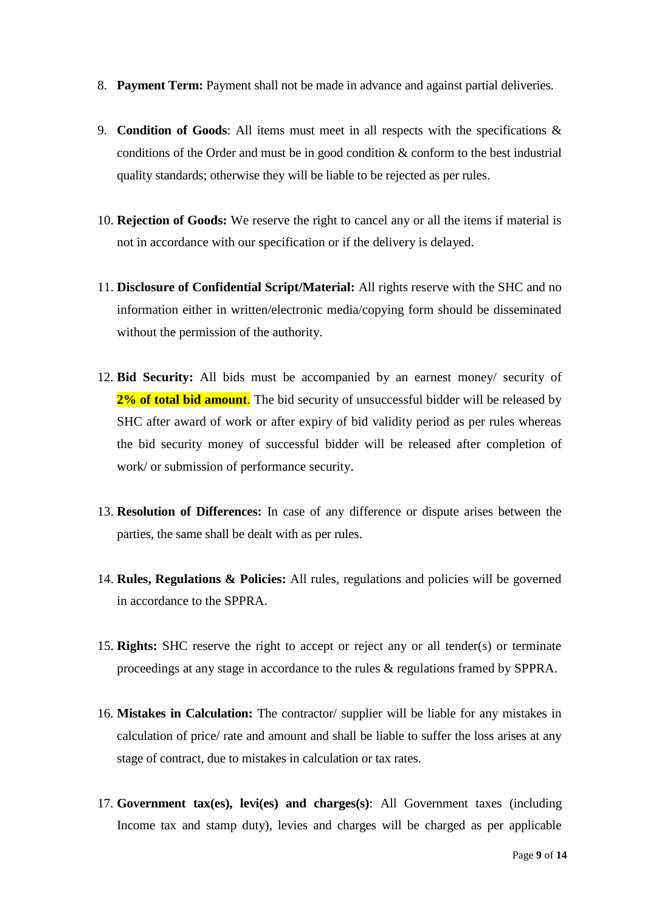8. **Payment Term:** Payment shall not be made in advance and against partial deliveries.

9. **Condition of Goods**: All items must meet in all respects with the specifications & conditions of the Order and must be in good condition & conform to the best industrial quality standards; otherwise they will be liable to be rejected as per rules.

10. **Rejection of Goods:** We reserve the right to cancel any or all the items if material is not in accordance with our specification or if the delivery is delayed.

11. **Disclosure of Confidential Script/Material:** All rights reserve with the SHC and no information either in written/electronic media/copying form should be disseminated without the permission of the authority.

12. **Bid Security:** All bids must be accompanied by an earnest money/ security of **2% of total bid amount**. The bid security of unsuccessful bidder will be released by SHC after award of work or after expiry of bid validity period as per rules whereas the bid security money of successful bidder will be released after completion of work/ or submission of performance security.

13. **Resolution of Differences:** In case of any difference or dispute arises between the parties, the same shall be dealt with as per rules.

14. **Rules, Regulations & Policies:** All rules, regulations and policies will be governed in accordance to the SPPRA.

15. **Rights:** SHC reserve the right to accept or reject any or all tender(s) or terminate proceedings at any stage in accordance to the rules & regulations framed by SPPRA.

16. **Mistakes in Calculation:** The contractor/ supplier will be liable for any mistakes in calculation of price/ rate and amount and shall be liable to suffer the loss arises at any stage of contract, due to mistakes in calculation or tax rates.

17. **Government tax(es), levi(es) and charges(s)**: All Government taxes (including Income tax and stamp duty), levies and charges will be charged as per applicable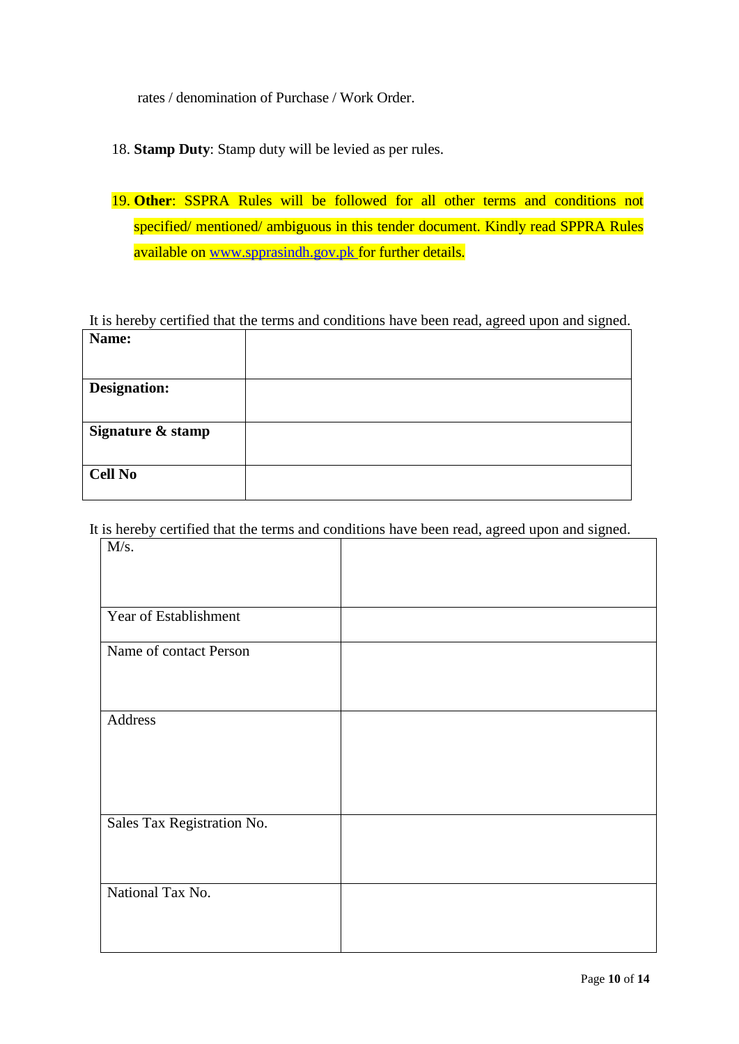rates / denomination of Purchase / Work Order.

18. **Stamp Duty**: Stamp duty will be levied as per rules.

19. **Other**: SSPRA Rules will be followed for all other terms and conditions not specified/ mentioned/ ambiguous in this tender document. Kindly read SPPRA Rules available on [www.spprasindh.gov.pk](http://www.spprasindh.gov.pk) for further details.

It is hereby certified that the terms and conditions have been read, agreed upon and signed.

| **Name:** | |
|---|---|
| **Designation:** | |
| **Signature & stamp** | |
| **Cell No** | |

It is hereby certified that the terms and conditions have been read, agreed upon and signed.

| M/s. | |
|---|---|
| Year of Establishment | |
| Name of contact Person | |
| Address | |
| Sales Tax Registration No. | |
| National Tax No. | |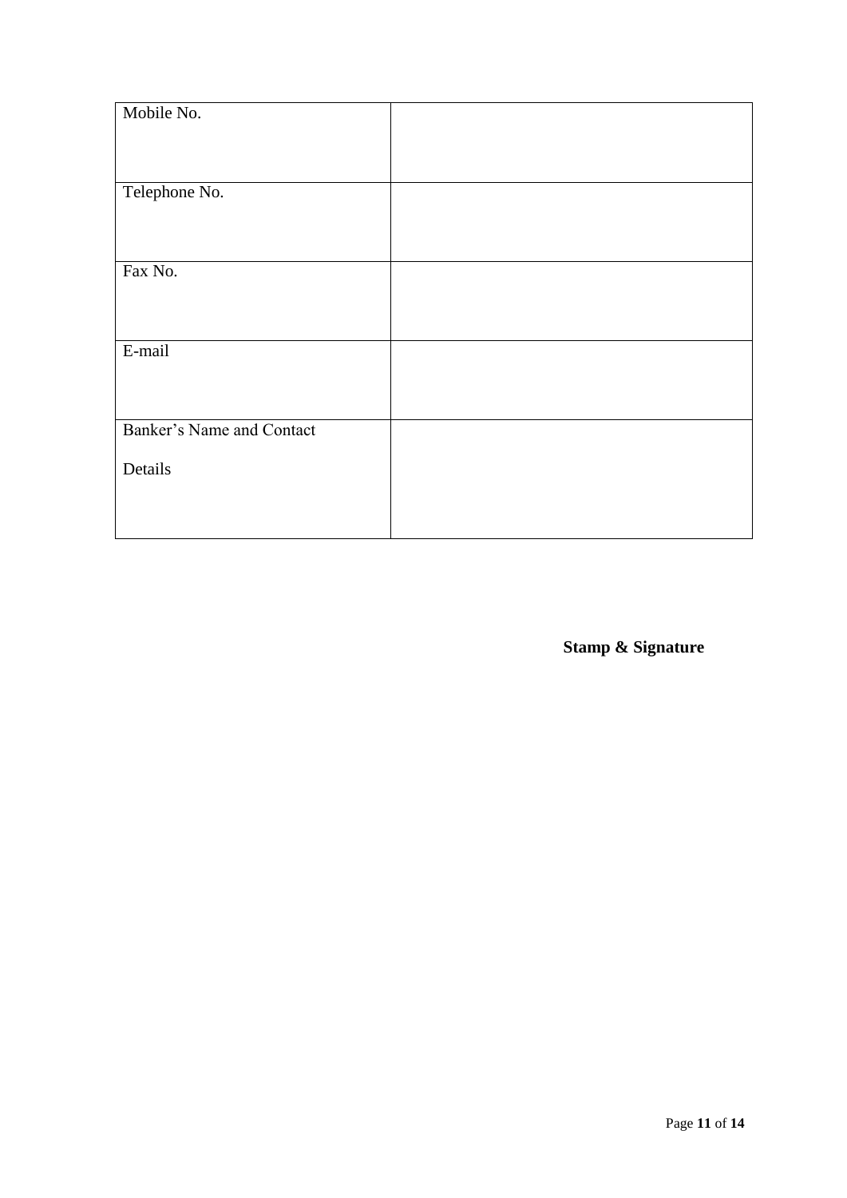| | |
|---|---|
| Mobile No. | |
| Telephone No. | |
| Fax No. | |
| E-mail | |
| Banker’s Name and Contact Details | |

**Stamp & Signature**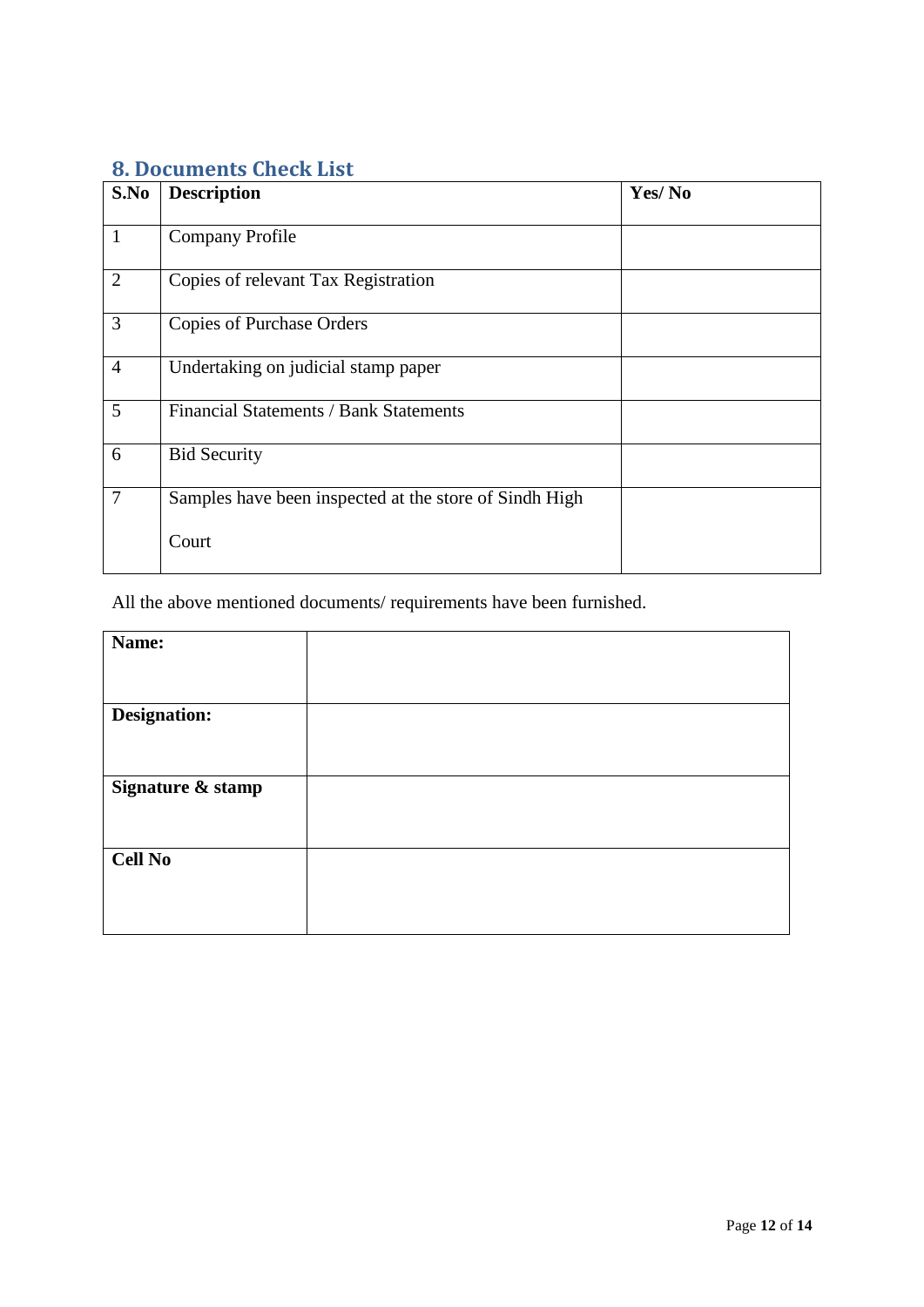## 8. Documents Check List

| S.No | Description | Yes/ No |
|---|---|---|
| 1 | Company Profile | |
| 2 | Copies of relevant Tax Registration | |
| 3 | Copies of Purchase Orders | |
| 4 | Undertaking on judicial stamp paper | |
| 5 | Financial Statements / Bank Statements | |
| 6 | Bid Security | |
| 7 | Samples have been inspected at the store of Sindh High Court | |

All the above mentioned documents/ requirements have been furnished.

| **Name:** | |
|---|---|
| **Designation:** | |
| **Signature & stamp** | |
| **Cell No** | |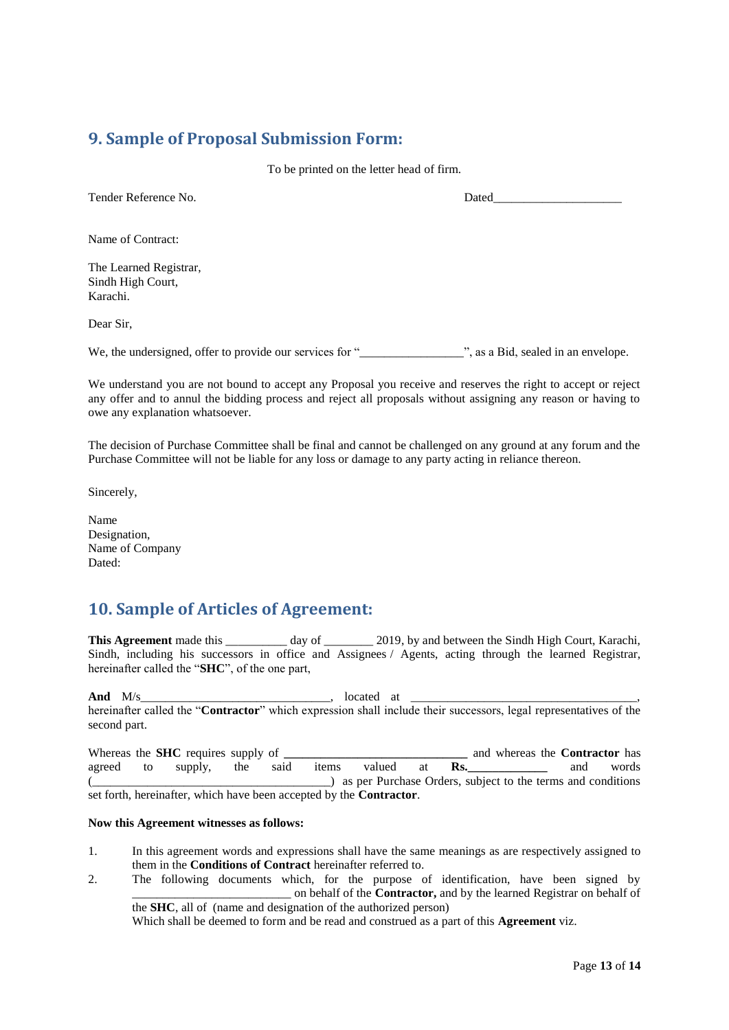## 9. Sample of Proposal Submission Form:

To be printed on the letter head of firm.

Tender Reference No. Dated_____________________

Name of Contract:

The Learned Registrar,
Sindh High Court,
Karachi.

Dear Sir,

We, the undersigned, offer to provide our services for "_________________", as a Bid, sealed in an envelope.

We understand you are not bound to accept any Proposal you receive and reserves the right to accept or reject any offer and to annul the bidding process and reject all proposals without assigning any reason or having to owe any explanation whatsoever.

The decision of Purchase Committee shall be final and cannot be challenged on any ground at any forum and the Purchase Committee will not be liable for any loss or damage to any party acting in reliance thereon.

Sincerely,

Name
Designation,
Name of Company
Dated:

## 10. Sample of Articles of Agreement:

**This Agreement** made this __________ day of ________ 2019, by and between the Sindh High Court, Karachi, Sindh, including his successors in office and Assignees / Agents, acting through the learned Registrar, hereinafter called the "**SHC**", of the one part,

**And** M/s_______________________________, located at _____________________________________, hereinafter called the "**Contractor**" which expression shall include their successors, legal representatives of the second part.

Whereas the **SHC** requires supply of **______________________________** and whereas the **Contractor** has agreed to supply, the said items valued at **Rs.\_\_\_\_\_\_\_\_\_\_\_\_\_** and words (_______________________________________) as per Purchase Orders, subject to the terms and conditions set forth, hereinafter, which have been accepted by the **Contractor**.

**Now this Agreement witnesses as follows:**

1. In this agreement words and expressions shall have the same meanings as are respectively assigned to them in the **Conditions of Contract** hereinafter referred to.
2. The following documents which, for the purpose of identification, have been signed by __________________________ on behalf of the **Contractor,** and by the learned Registrar on behalf of the **SHC**, all of (name and designation of the authorized person)
   Which shall be deemed to form and be read and construed as a part of this **Agreement** viz.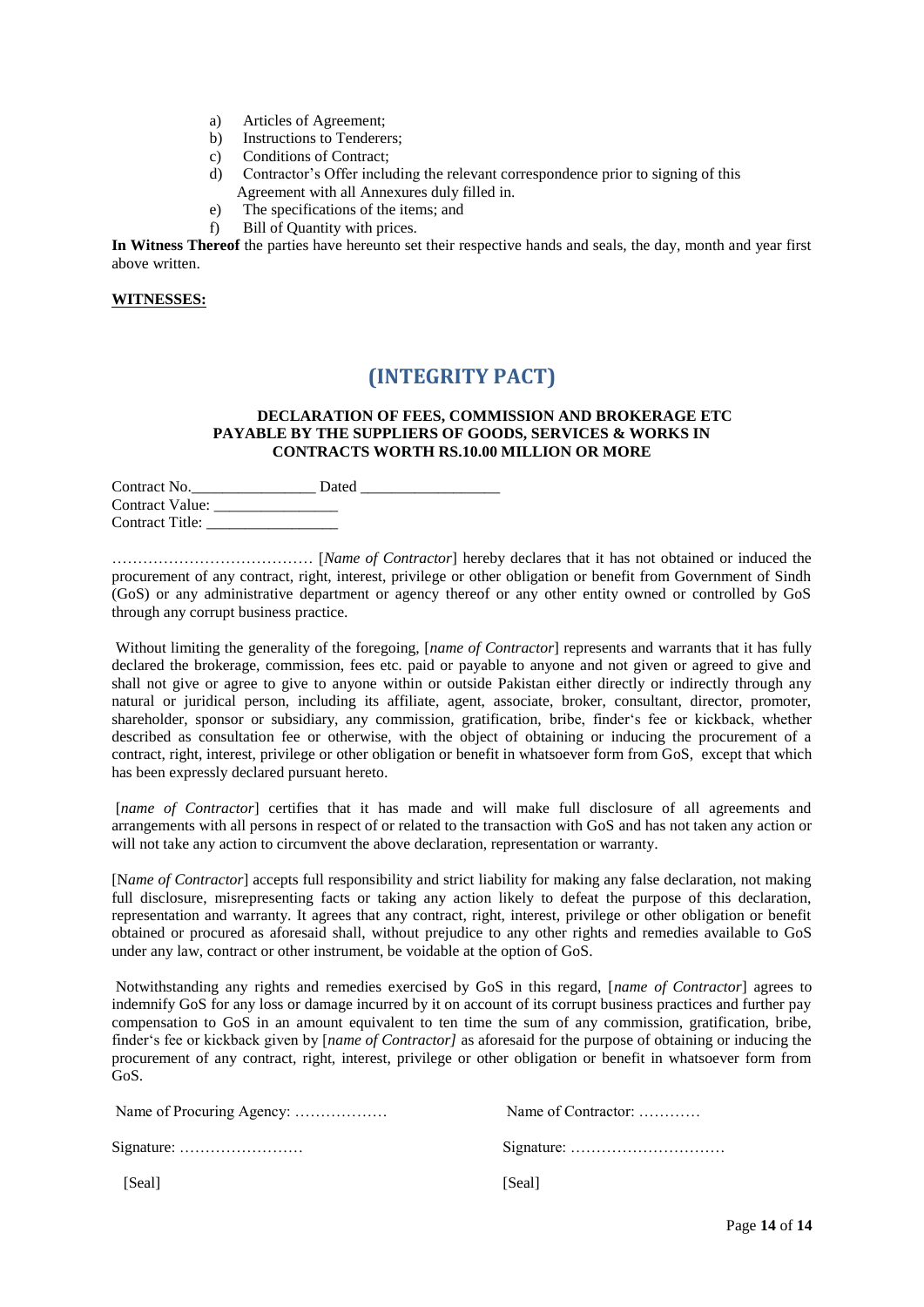a) Articles of Agreement;
b) Instructions to Tenderers;
c) Conditions of Contract;
d) Contractor's Offer including the relevant correspondence prior to signing of this Agreement with all Annexures duly filled in.
e) The specifications of the items; and
f) Bill of Quantity with prices.

**In Witness Thereof** the parties have hereunto set their respective hands and seals, the day, month and year first above written.

**WITNESSES:**

# (INTEGRITY PACT)

### DECLARATION OF FEES, COMMISSION AND BROKERAGE ETC PAYABLE BY THE SUPPLIERS OF GOODS, SERVICES & WORKS IN CONTRACTS WORTH RS.10.00 MILLION OR MORE

Contract No.________________ Dated __________________
Contract Value: ________________
Contract Title: _________________

………………………………… [*Name of Contractor*] hereby declares that it has not obtained or induced the procurement of any contract, right, interest, privilege or other obligation or benefit from Government of Sindh (GoS) or any administrative department or agency thereof or any other entity owned or controlled by GoS through any corrupt business practice.

Without limiting the generality of the foregoing, [*name of Contractor*] represents and warrants that it has fully declared the brokerage, commission, fees etc. paid or payable to anyone and not given or agreed to give and shall not give or agree to give to anyone within or outside Pakistan either directly or indirectly through any natural or juridical person, including its affiliate, agent, associate, broker, consultant, director, promoter, shareholder, sponsor or subsidiary, any commission, gratification, bribe, finder's fee or kickback, whether described as consultation fee or otherwise, with the object of obtaining or inducing the procurement of a contract, right, interest, privilege or other obligation or benefit in whatsoever form from GoS, except that which has been expressly declared pursuant hereto.

[*name of Contractor*] certifies that it has made and will make full disclosure of all agreements and arrangements with all persons in respect of or related to the transaction with GoS and has not taken any action or will not take any action to circumvent the above declaration, representation or warranty.

[N*ame of Contractor*] accepts full responsibility and strict liability for making any false declaration, not making full disclosure, misrepresenting facts or taking any action likely to defeat the purpose of this declaration, representation and warranty. It agrees that any contract, right, interest, privilege or other obligation or benefit obtained or procured as aforesaid shall, without prejudice to any other rights and remedies available to GoS under any law, contract or other instrument, be voidable at the option of GoS.

Notwithstanding any rights and remedies exercised by GoS in this regard, [*name of Contractor*] agrees to indemnify GoS for any loss or damage incurred by it on account of its corrupt business practices and further pay compensation to GoS in an amount equivalent to ten time the sum of any commission, gratification, bribe, finder's fee or kickback given by [*name of Contractor]* as aforesaid for the purpose of obtaining or inducing the procurement of any contract, right, interest, privilege or other obligation or benefit in whatsoever form from GoS.

| | |
|---|---|
| Name of Procuring Agency: ……………… | Name of Contractor: ………… |
| Signature: …………………… | Signature: ………………………… |
| [Seal] | [Seal] |